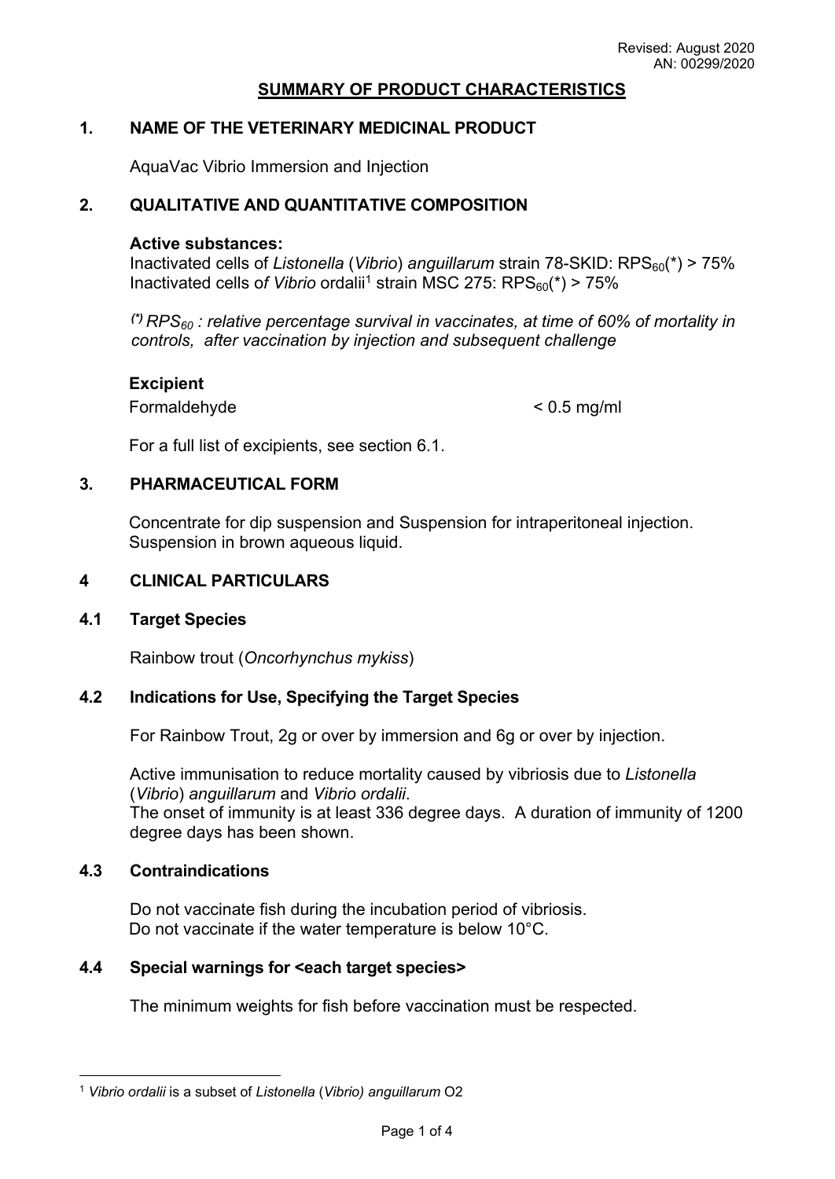Revised: August 2020
AN: 00299/2020

# SUMMARY OF PRODUCT CHARACTERISTICS

## 1. NAME OF THE VETERINARY MEDICINAL PRODUCT

AquaVac Vibrio Immersion and Injection

## 2. QUALITATIVE AND QUANTITATIVE COMPOSITION

**Active substances:**
Inactivated cells of *Listonella* (*Vibrio*) *anguillarum* strain 78-SKID: $RPS_{60}$(*) > 75%
Inactivated cells of *Vibrio* ordalii[1] strain MSC 275: $RPS_{60}$(*) > 75%

*(\*) $RPS_{60}$ : relative percentage survival in vaccinates, at time of 60% of mortality in controls, after vaccination by injection and subsequent challenge*

**Excipient**

| | |
|---|---|
| Formaldehyde | < 0.5 mg/ml |

For a full list of excipients, see section 6.1.

## 3. PHARMACEUTICAL FORM

Concentrate for dip suspension and Suspension for intraperitoneal injection.
Suspension in brown aqueous liquid.

## 4 CLINICAL PARTICULARS

### 4.1 Target Species

Rainbow trout (*Oncorhynchus mykiss*)

### 4.2 Indications for Use, Specifying the Target Species

For Rainbow Trout, 2g or over by immersion and 6g or over by injection.

Active immunisation to reduce mortality caused by vibriosis due to *Listonella* (*Vibrio*) *anguillarum* and *Vibrio ordalii*.
The onset of immunity is at least 336 degree days. A duration of immunity of 1200 degree days has been shown.

### 4.3 Contraindications

Do not vaccinate fish during the incubation period of vibriosis.
Do not vaccinate if the water temperature is below 10°C.

### 4.4 Special warnings for <each target species>

The minimum weights for fish before vaccination must be respected.

---

[1] *Vibrio ordalii* is a subset of *Listonella* (*Vibrio) anguillarum* O2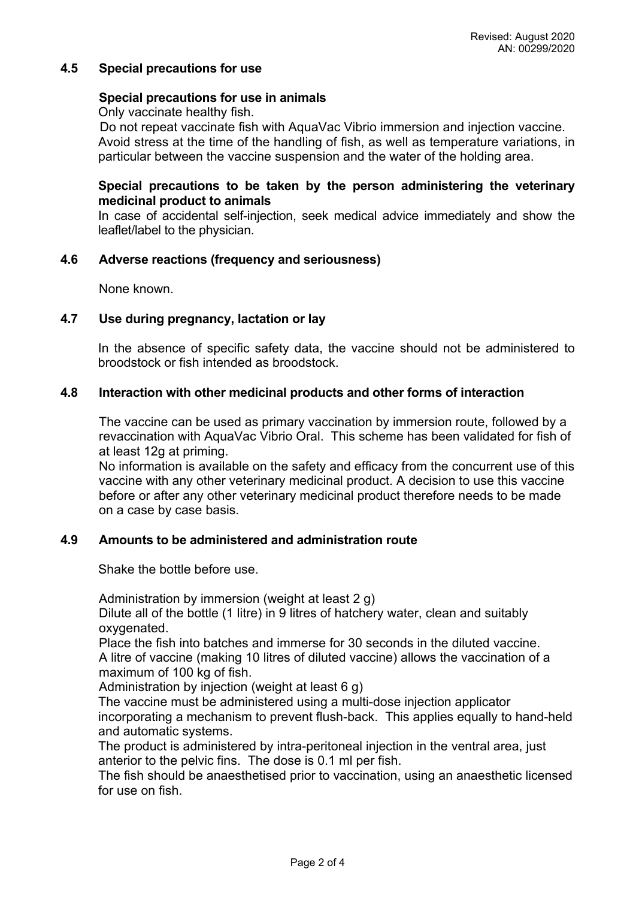## 4.5 Special precautions for use

**Special precautions for use in animals**

Only vaccinate healthy fish.

Do not repeat vaccinate fish with AquaVac Vibrio immersion and injection vaccine.

Avoid stress at the time of the handling of fish, as well as temperature variations, in particular between the vaccine suspension and the water of the holding area.

**Special precautions to be taken by the person administering the veterinary medicinal product to animals**

In case of accidental self-injection, seek medical advice immediately and show the leaflet/label to the physician.

## 4.6 Adverse reactions (frequency and seriousness)

None known.

## 4.7 Use during pregnancy, lactation or lay

In the absence of specific safety data, the vaccine should not be administered to broodstock or fish intended as broodstock.

## 4.8 Interaction with other medicinal products and other forms of interaction

The vaccine can be used as primary vaccination by immersion route, followed by a revaccination with AquaVac Vibrio Oral. This scheme has been validated for fish of at least 12g at priming.

No information is available on the safety and efficacy from the concurrent use of this vaccine with any other veterinary medicinal product. A decision to use this vaccine before or after any other veterinary medicinal product therefore needs to be made on a case by case basis.

## 4.9 Amounts to be administered and administration route

Shake the bottle before use.

Administration by immersion (weight at least 2 g)

Dilute all of the bottle (1 litre) in 9 litres of hatchery water, clean and suitably oxygenated.

Place the fish into batches and immerse for 30 seconds in the diluted vaccine.

A litre of vaccine (making 10 litres of diluted vaccine) allows the vaccination of a maximum of 100 kg of fish.

Administration by injection (weight at least 6 g)

The vaccine must be administered using a multi-dose injection applicator incorporating a mechanism to prevent flush-back. This applies equally to hand-held and automatic systems.

The product is administered by intra-peritoneal injection in the ventral area, just anterior to the pelvic fins. The dose is 0.1 ml per fish.

The fish should be anaesthetised prior to vaccination, using an anaesthetic licensed for use on fish.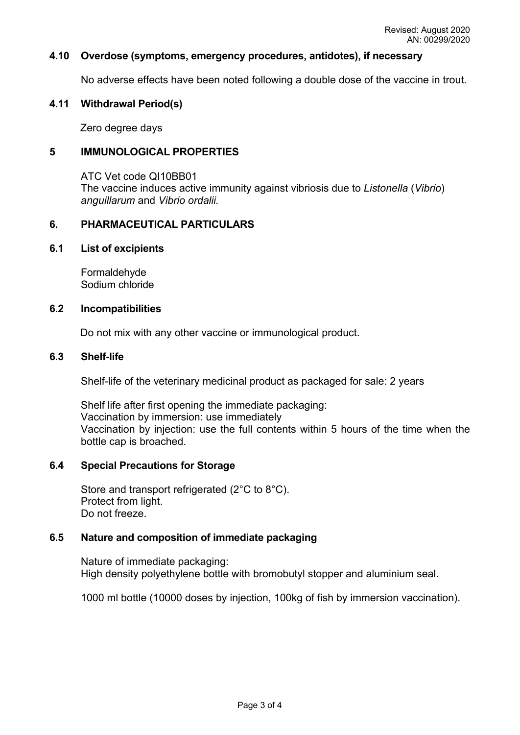### 4.10 Overdose (symptoms, emergency procedures, antidotes), if necessary

No adverse effects have been noted following a double dose of the vaccine in trout.

### 4.11 Withdrawal Period(s)

Zero degree days

## 5 IMMUNOLOGICAL PROPERTIES

ATC Vet code QI10BB01
The vaccine induces active immunity against vibriosis due to *Listonella* (*Vibrio*) *anguillarum* and *Vibrio ordalii.*

## 6. PHARMACEUTICAL PARTICULARS

### 6.1 List of excipients

Formaldehyde
Sodium chloride

### 6.2 Incompatibilities

Do not mix with any other vaccine or immunological product.

### 6.3 Shelf-life

Shelf-life of the veterinary medicinal product as packaged for sale: 2 years

Shelf life after first opening the immediate packaging:
Vaccination by immersion: use immediately
Vaccination by injection: use the full contents within 5 hours of the time when the bottle cap is broached.

### 6.4 Special Precautions for Storage

Store and transport refrigerated (2°C to 8°C).
Protect from light.
Do not freeze.

### 6.5 Nature and composition of immediate packaging

Nature of immediate packaging:
High density polyethylene bottle with bromobutyl stopper and aluminium seal.

1000 ml bottle (10000 doses by injection, 100kg of fish by immersion vaccination).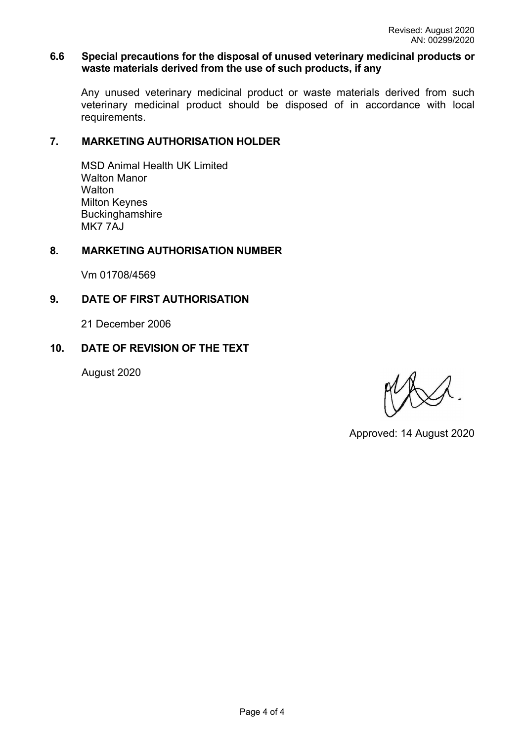Revised: August 2020
AN: 00299/2020

**6.6 Special precautions for the disposal of unused veterinary medicinal products or waste materials derived from the use of such products, if any**

Any unused veterinary medicinal product or waste materials derived from such veterinary medicinal product should be disposed of in accordance with local requirements.

**7. MARKETING AUTHORISATION HOLDER**

MSD Animal Health UK Limited
Walton Manor
Walton
Milton Keynes
Buckinghamshire
MK7 7AJ

**8. MARKETING AUTHORISATION NUMBER**

Vm 01708/4569

**9. DATE OF FIRST AUTHORISATION**

21 December 2006

**10. DATE OF REVISION OF THE TEXT**

August 2020

Approved: 14 August 2020